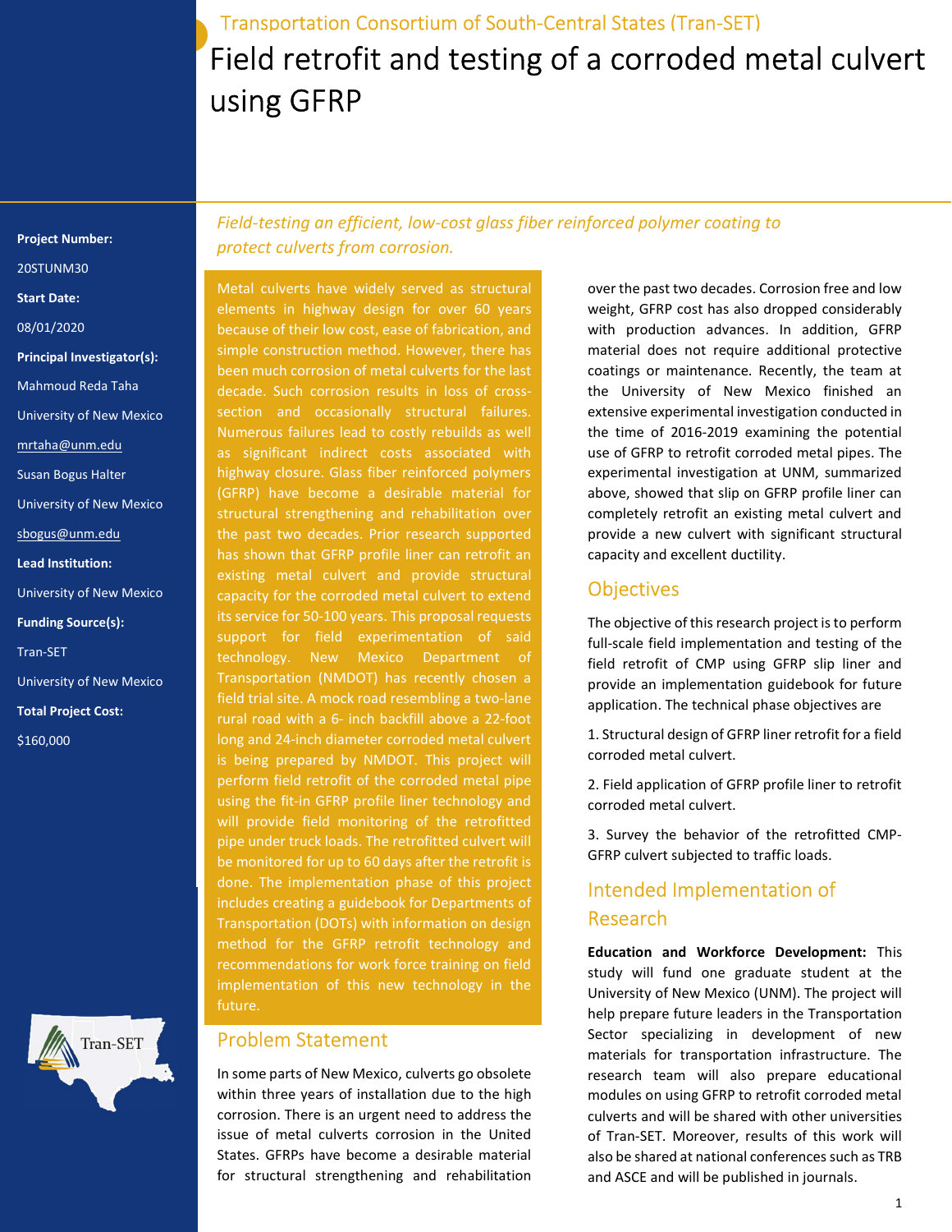Transportation Consortium of South-Central States (Tran-SET)

# Field retrofit and testing of a corroded metal culvert using GFRP

**Project Number:**

20STUNM30

**Start Date:**

08/01/2020

**Principal Investigator(s):**

Mahmoud Reda Taha

University of New Mexico

mrtaha@unm.edu

Susan Bogus Halter

University of New Mexico

sbogus@unm.edu

**Lead Institution:**

University of New Mexico

**Funding Source(s):**

Tran-SET

University of New Mexico

**Total Project Cost:**

$160,000

*Field-testing an efficient, low-cost glass fiber reinforced polymer coating to protect culverts from corrosion.*

Metal culverts have widely served as structural elements in highway design for over 60 years because of their low cost, ease of fabrication, and simple construction method. However, there has been much corrosion of metal culverts for the last decade. Such corrosion results in loss of cross-section and occasionally structural failures. Numerous failures lead to costly rebuilds as well as significant indirect costs associated with highway closure. Glass fiber reinforced polymers (GFRP) have become a desirable material for structural strengthening and rehabilitation over the past two decades. Prior research supported has shown that GFRP profile liner can retrofit an existing metal culvert and provide structural capacity for the corroded metal culvert to extend its service for 50-100 years. This proposal requests support for field experimentation of said technology. New Mexico Department of Transportation (NMDOT) has recently chosen a field trial site. A mock road resembling a two-lane rural road with a 6- inch backfill above a 22-foot long and 24-inch diameter corroded metal culvert is being prepared by NMDOT. This project will perform field retrofit of the corroded metal pipe using the fit-in GFRP profile liner technology and will provide field monitoring of the retrofitted pipe under truck loads. The retrofitted culvert will be monitored for up to 60 days after the retrofit is done. The implementation phase of this project includes creating a guidebook for Departments of Transportation (DOTs) with information on design method for the GFRP retrofit technology and recommendations for work force training on field implementation of this new technology in the future.

## Problem Statement

In some parts of New Mexico, culverts go obsolete within three years of installation due to the high corrosion. There is an urgent need to address the issue of metal culverts corrosion in the United States. GFRPs have become a desirable material for structural strengthening and rehabilitation over the past two decades. Corrosion free and low weight, GFRP cost has also dropped considerably with production advances. In addition, GFRP material does not require additional protective coatings or maintenance. Recently, the team at the University of New Mexico finished an extensive experimental investigation conducted in the time of 2016-2019 examining the potential use of GFRP to retrofit corroded metal pipes. The experimental investigation at UNM, summarized above, showed that slip on GFRP profile liner can completely retrofit an existing metal culvert and provide a new culvert with significant structural capacity and excellent ductility.

## Objectives

The objective of this research project is to perform full-scale field implementation and testing of the field retrofit of CMP using GFRP slip liner and provide an implementation guidebook for future application. The technical phase objectives are

1. Structural design of GFRP liner retrofit for a field corroded metal culvert.

2. Field application of GFRP profile liner to retrofit corroded metal culvert.

3. Survey the behavior of the retrofitted CMP-GFRP culvert subjected to traffic loads.

## Intended Implementation of Research

**Education and Workforce Development:** This study will fund one graduate student at the University of New Mexico (UNM). The project will help prepare future leaders in the Transportation Sector specializing in development of new materials for transportation infrastructure. The research team will also prepare educational modules on using GFRP to retrofit corroded metal culverts and will be shared with other universities of Tran-SET. Moreover, results of this work will also be shared at national conferences such as TRB and ASCE and will be published in journals.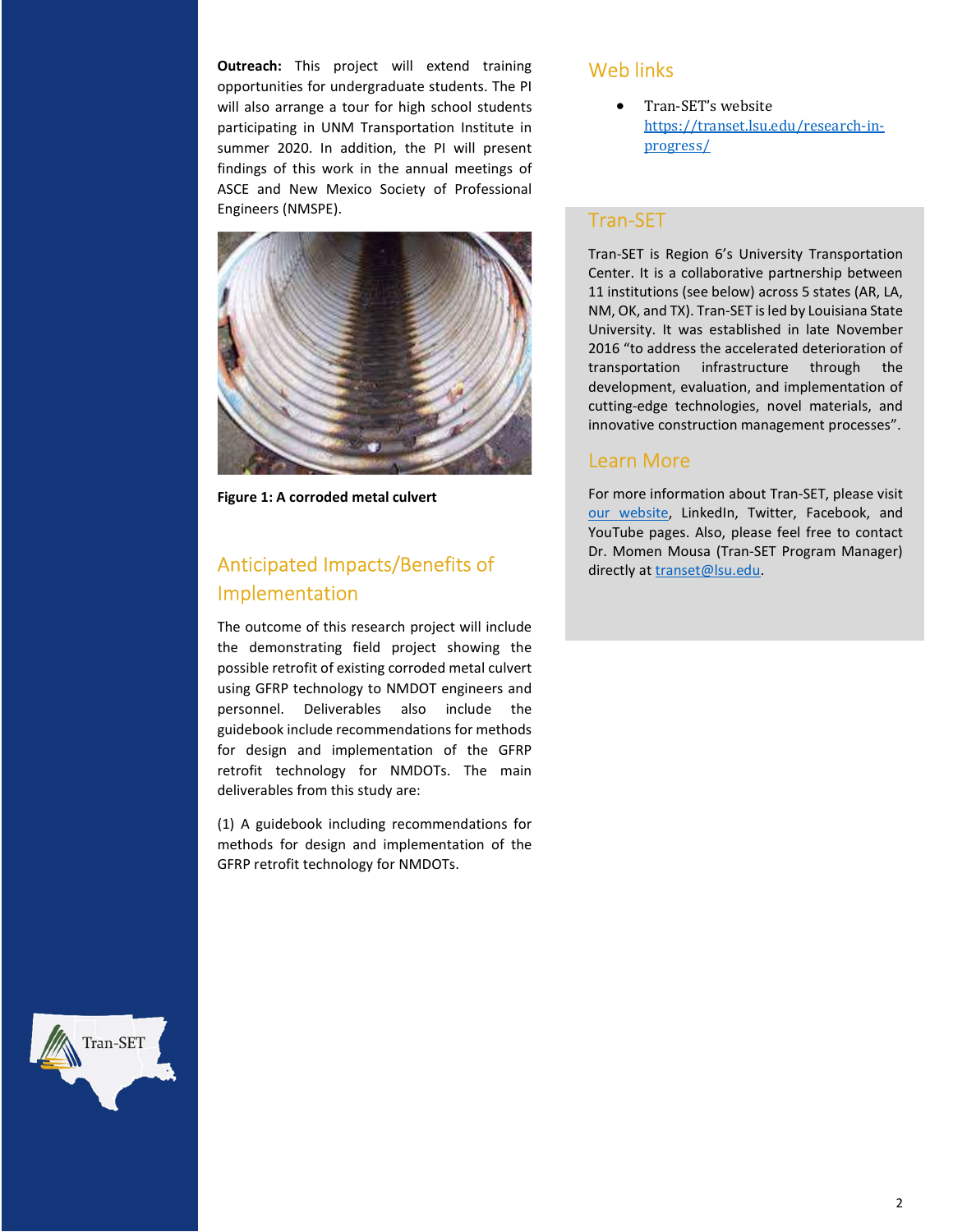**Outreach:** This project will extend training opportunities for undergraduate students. The PI will also arrange a tour for high school students participating in UNM Transportation Institute in summer 2020. In addition, the PI will present findings of this work in the annual meetings of ASCE and New Mexico Society of Professional Engineers (NMSPE).

**Figure 1: A corroded metal culvert**

## Anticipated Impacts/Benefits of Implementation

The outcome of this research project will include the demonstrating field project showing the possible retrofit of existing corroded metal culvert using GFRP technology to NMDOT engineers and personnel. Deliverables also include the guidebook include recommendations for methods for design and implementation of the GFRP retrofit technology for NMDOTs. The main deliverables from this study are:

(1) A guidebook including recommendations for methods for design and implementation of the GFRP retrofit technology for NMDOTs.

## Web links

- Tran-SET's website https://transet.lsu.edu/research-in-progress/

## Tran-SET

Tran-SET is Region 6's University Transportation Center. It is a collaborative partnership between 11 institutions (see below) across 5 states (AR, LA, NM, OK, and TX). Tran-SET is led by Louisiana State University. It was established in late November 2016 "to address the accelerated deterioration of transportation infrastructure through the development, evaluation, and implementation of cutting-edge technologies, novel materials, and innovative construction management processes".

## Learn More

For more information about Tran-SET, please visit our website, LinkedIn, Twitter, Facebook, and YouTube pages. Also, please feel free to contact Dr. Momen Mousa (Tran-SET Program Manager) directly at transet@lsu.edu.